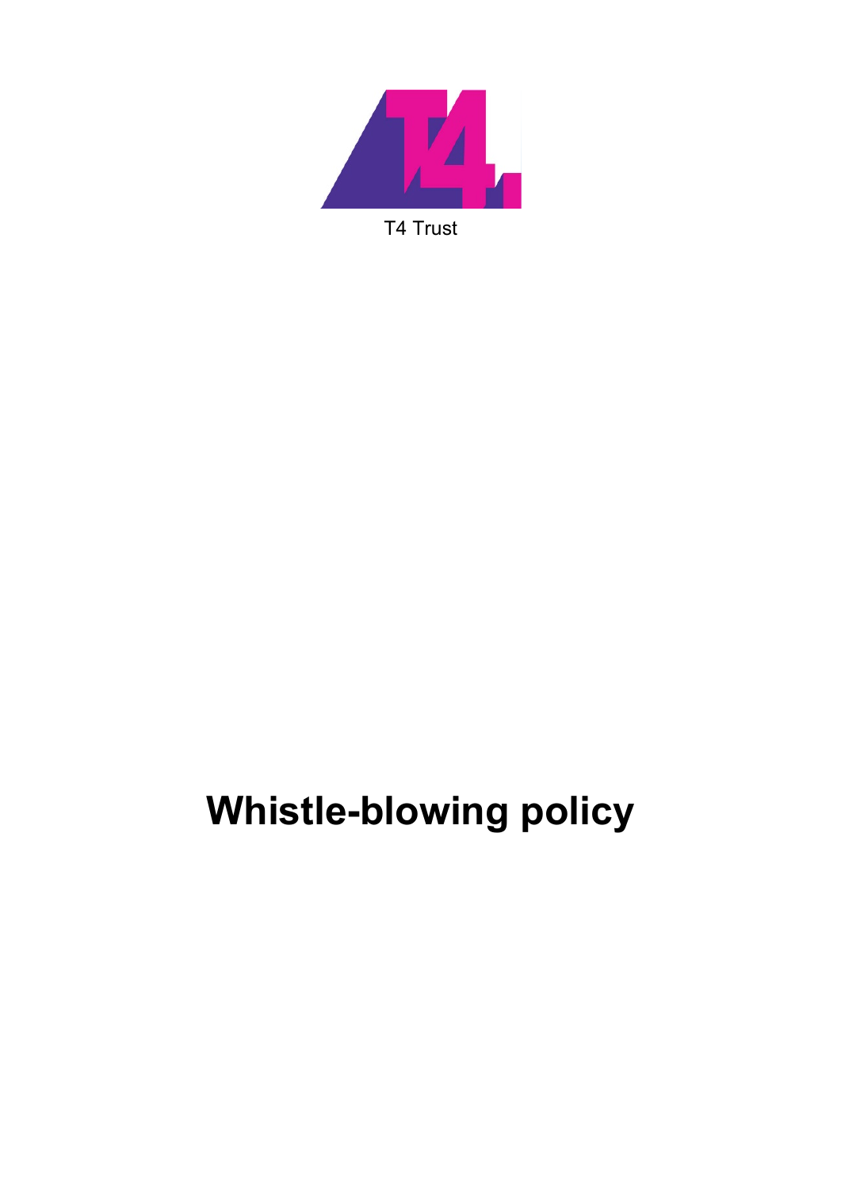T4 Trust

# Whistle-blowing policy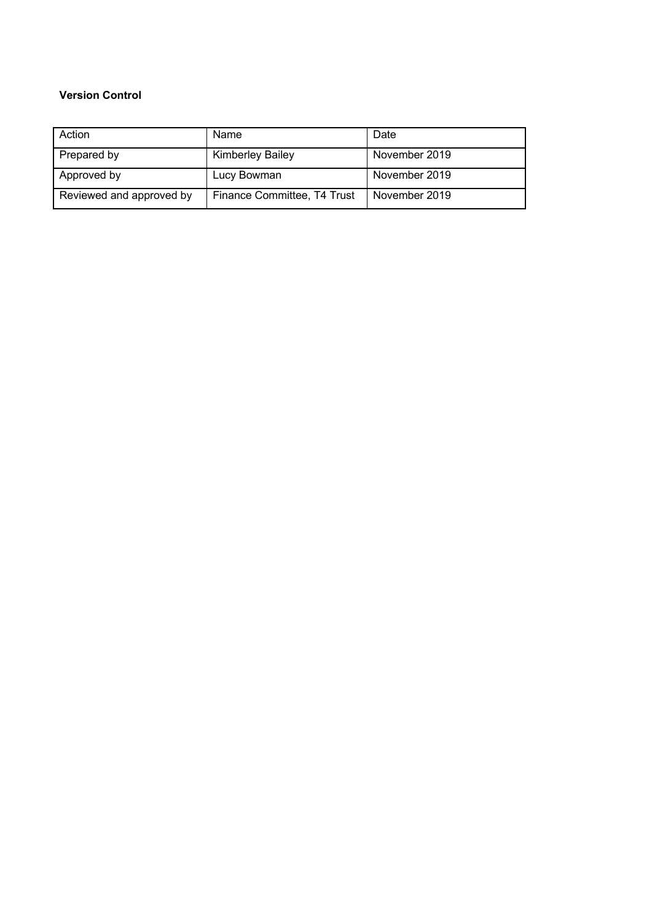**Version Control**

| Action | Name | Date |
| --- | --- | --- |
| Prepared by | Kimberley Bailey | November 2019 |
| Approved by | Lucy Bowman | November 2019 |
| Reviewed and approved by | Finance Committee, T4 Trust | November 2019 |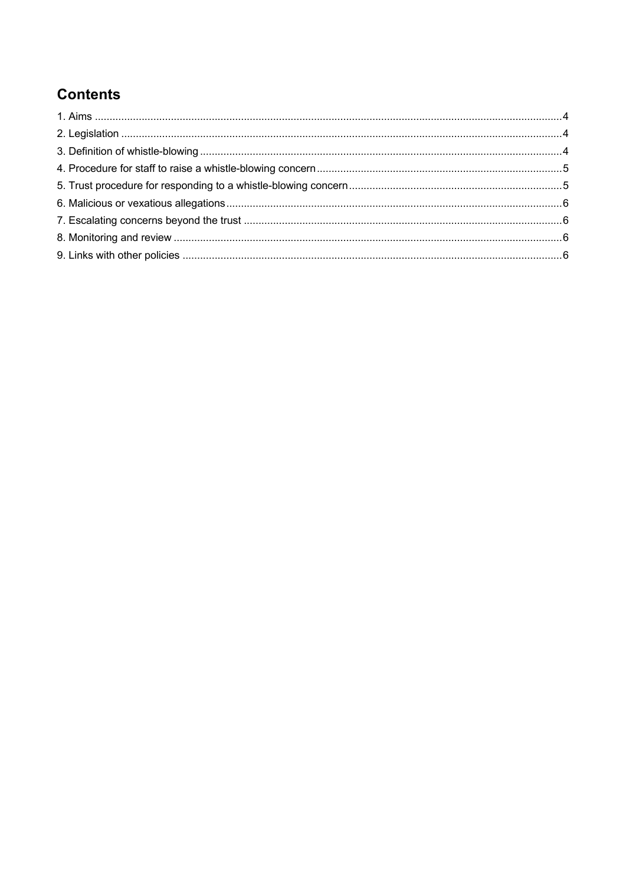## Contents

1. Aims ....................................................................................................4
2. Legislation ..........................................................................................4
3. Definition of whistle-blowing ...............................................................4
4. Procedure for staff to raise a whistle-blowing concern .........................5
5. Trust procedure for responding to a whistle-blowing concern ...............5
6. Malicious or vexatious allegations .......................................................6
7. Escalating concerns beyond the trust ..................................................6
8. Monitoring and review .........................................................................6
9. Links with other policies ......................................................................6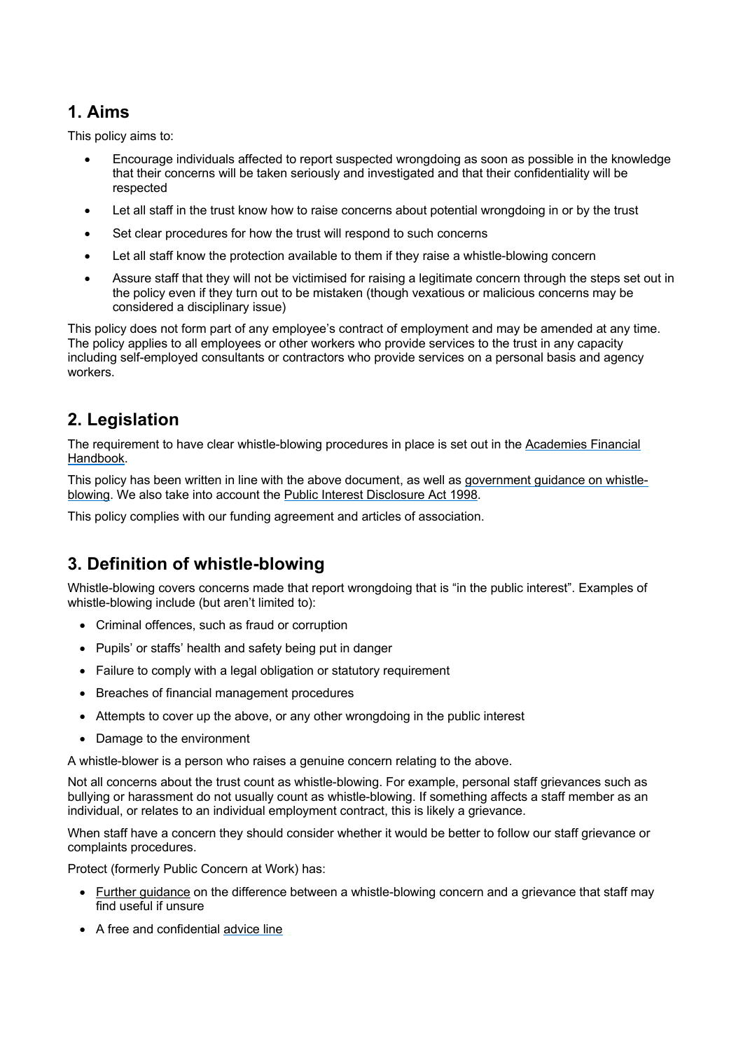## 1. Aims

This policy aims to:

- Encourage individuals affected to report suspected wrongdoing as soon as possible in the knowledge that their concerns will be taken seriously and investigated and that their confidentiality will be respected
- Let all staff in the trust know how to raise concerns about potential wrongdoing in or by the trust
- Set clear procedures for how the trust will respond to such concerns
- Let all staff know the protection available to them if they raise a whistle-blowing concern
- Assure staff that they will not be victimised for raising a legitimate concern through the steps set out in the policy even if they turn out to be mistaken (though vexatious or malicious concerns may be considered a disciplinary issue)

This policy does not form part of any employee's contract of employment and may be amended at any time. The policy applies to all employees or other workers who provide services to the trust in any capacity including self-employed consultants or contractors who provide services on a personal basis and agency workers.

## 2. Legislation

The requirement to have clear whistle-blowing procedures in place is set out in the Academies Financial Handbook.

This policy has been written in line with the above document, as well as government guidance on whistle-blowing. We also take into account the Public Interest Disclosure Act 1998.

This policy complies with our funding agreement and articles of association.

## 3. Definition of whistle-blowing

Whistle-blowing covers concerns made that report wrongdoing that is "in the public interest". Examples of whistle-blowing include (but aren't limited to):

- Criminal offences, such as fraud or corruption
- Pupils' or staffs' health and safety being put in danger
- Failure to comply with a legal obligation or statutory requirement
- Breaches of financial management procedures
- Attempts to cover up the above, or any other wrongdoing in the public interest
- Damage to the environment

A whistle-blower is a person who raises a genuine concern relating to the above.

Not all concerns about the trust count as whistle-blowing. For example, personal staff grievances such as bullying or harassment do not usually count as whistle-blowing. If something affects a staff member as an individual, or relates to an individual employment contract, this is likely a grievance.

When staff have a concern they should consider whether it would be better to follow our staff grievance or complaints procedures.

Protect (formerly Public Concern at Work) has:

- Further guidance on the difference between a whistle-blowing concern and a grievance that staff may find useful if unsure
- A free and confidential advice line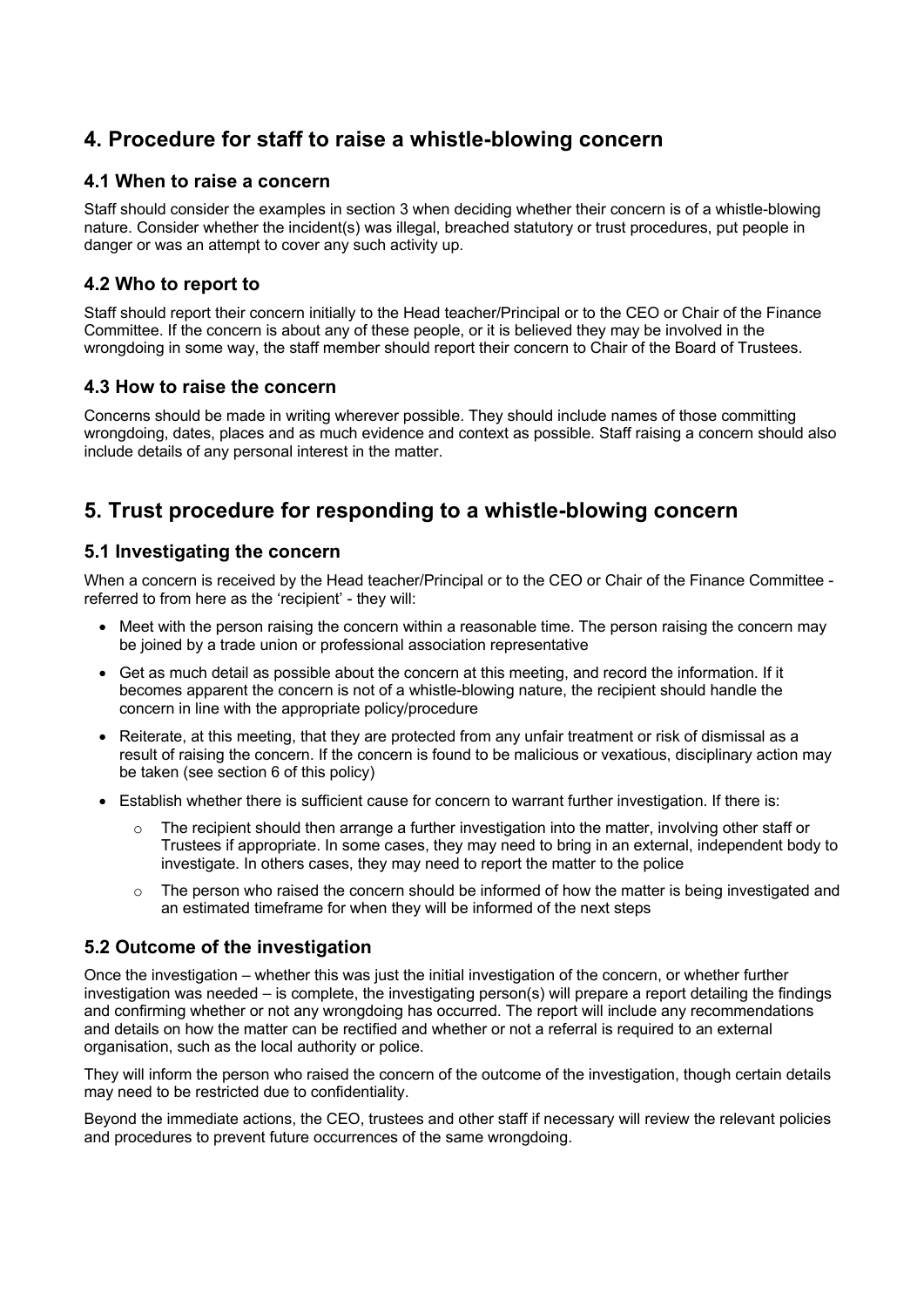## 4. Procedure for staff to raise a whistle-blowing concern

### 4.1 When to raise a concern

Staff should consider the examples in section 3 when deciding whether their concern is of a whistle-blowing nature. Consider whether the incident(s) was illegal, breached statutory or trust procedures, put people in danger or was an attempt to cover any such activity up.

### 4.2 Who to report to

Staff should report their concern initially to the Head teacher/Principal or to the CEO or Chair of the Finance Committee. If the concern is about any of these people, or it is believed they may be involved in the wrongdoing in some way, the staff member should report their concern to Chair of the Board of Trustees.

### 4.3 How to raise the concern

Concerns should be made in writing wherever possible. They should include names of those committing wrongdoing, dates, places and as much evidence and context as possible. Staff raising a concern should also include details of any personal interest in the matter.

## 5. Trust procedure for responding to a whistle-blowing concern

### 5.1 Investigating the concern

When a concern is received by the Head teacher/Principal or to the CEO or Chair of the Finance Committee - referred to from here as the 'recipient' - they will:

- Meet with the person raising the concern within a reasonable time. The person raising the concern may be joined by a trade union or professional association representative
- Get as much detail as possible about the concern at this meeting, and record the information. If it becomes apparent the concern is not of a whistle-blowing nature, the recipient should handle the concern in line with the appropriate policy/procedure
- Reiterate, at this meeting, that they are protected from any unfair treatment or risk of dismissal as a result of raising the concern. If the concern is found to be malicious or vexatious, disciplinary action may be taken (see section 6 of this policy)
- Establish whether there is sufficient cause for concern to warrant further investigation. If there is:
  - The recipient should then arrange a further investigation into the matter, involving other staff or Trustees if appropriate. In some cases, they may need to bring in an external, independent body to investigate. In others cases, they may need to report the matter to the police
  - The person who raised the concern should be informed of how the matter is being investigated and an estimated timeframe for when they will be informed of the next steps

### 5.2 Outcome of the investigation

Once the investigation – whether this was just the initial investigation of the concern, or whether further investigation was needed – is complete, the investigating person(s) will prepare a report detailing the findings and confirming whether or not any wrongdoing has occurred. The report will include any recommendations and details on how the matter can be rectified and whether or not a referral is required to an external organisation, such as the local authority or police.

They will inform the person who raised the concern of the outcome of the investigation, though certain details may need to be restricted due to confidentiality.

Beyond the immediate actions, the CEO, trustees and other staff if necessary will review the relevant policies and procedures to prevent future occurrences of the same wrongdoing.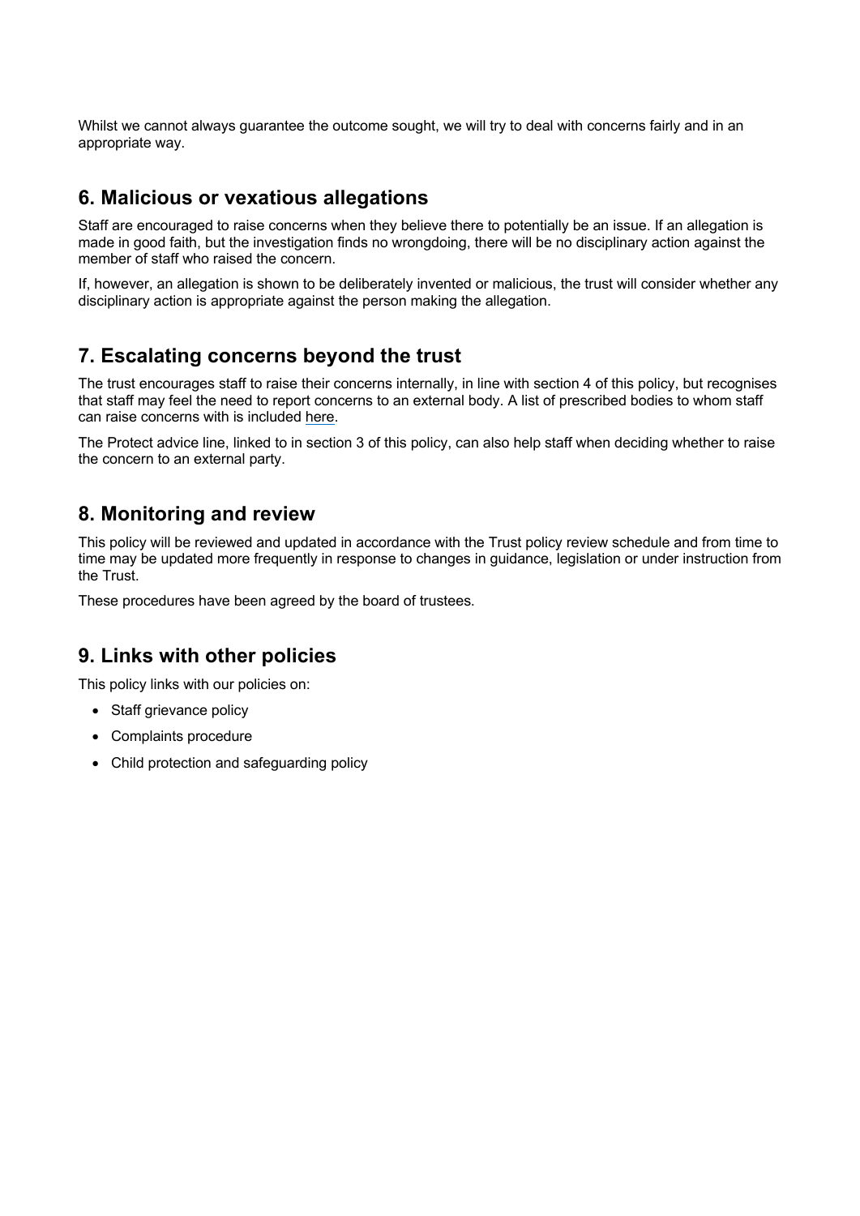Whilst we cannot always guarantee the outcome sought, we will try to deal with concerns fairly and in an appropriate way.

## 6. Malicious or vexatious allegations

Staff are encouraged to raise concerns when they believe there to potentially be an issue. If an allegation is made in good faith, but the investigation finds no wrongdoing, there will be no disciplinary action against the member of staff who raised the concern.

If, however, an allegation is shown to be deliberately invented or malicious, the trust will consider whether any disciplinary action is appropriate against the person making the allegation.

## 7. Escalating concerns beyond the trust

The trust encourages staff to raise their concerns internally, in line with section 4 of this policy, but recognises that staff may feel the need to report concerns to an external body. A list of prescribed bodies to whom staff can raise concerns with is included here.

The Protect advice line, linked to in section 3 of this policy, can also help staff when deciding whether to raise the concern to an external party.

## 8. Monitoring and review

This policy will be reviewed and updated in accordance with the Trust policy review schedule and from time to time may be updated more frequently in response to changes in guidance, legislation or under instruction from the Trust.

These procedures have been agreed by the board of trustees.

## 9. Links with other policies

This policy links with our policies on:

- Staff grievance policy
- Complaints procedure
- Child protection and safeguarding policy